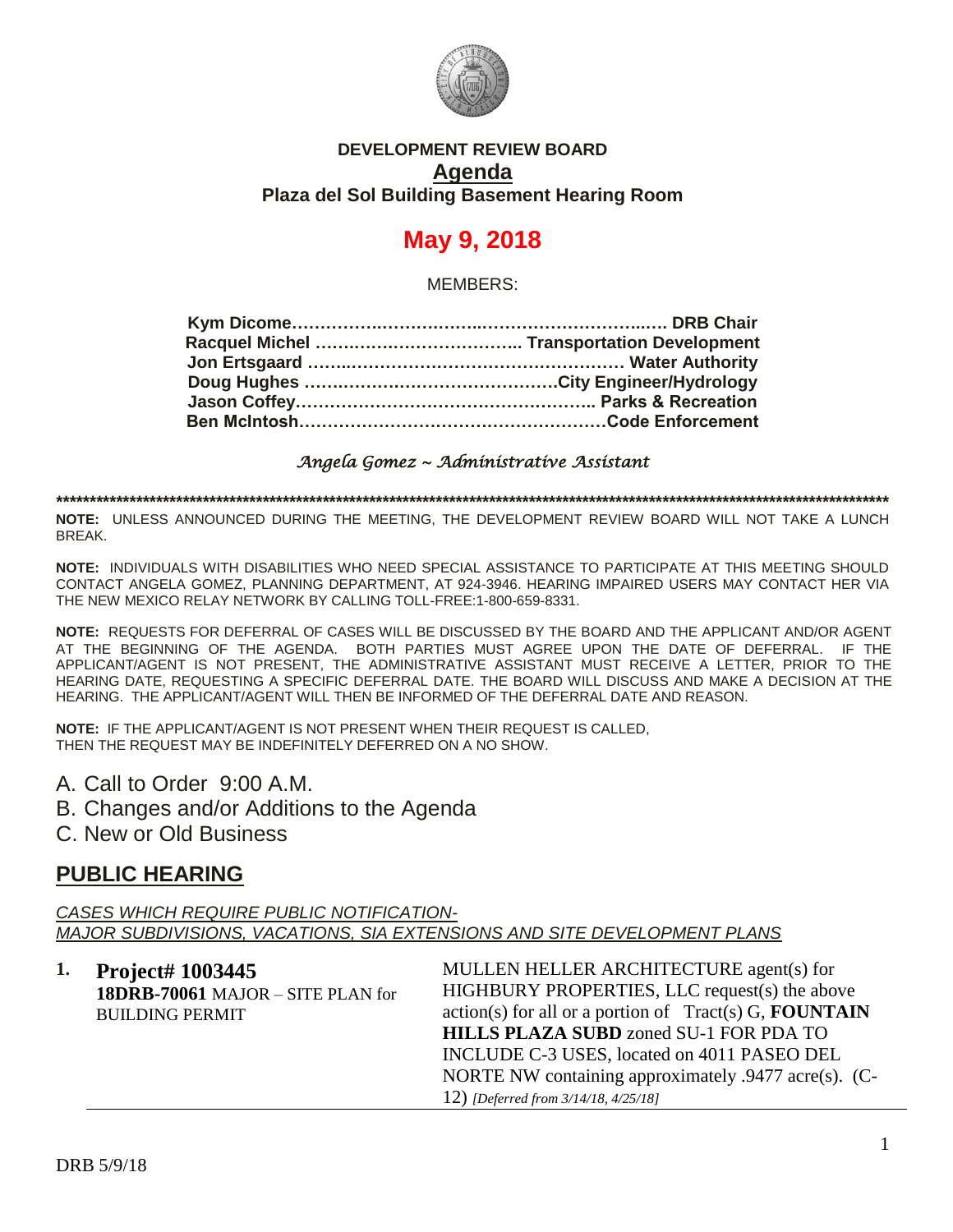**DEVELOPMENT REVIEW BOARD**

**Agenda**

**Plaza del Sol Building Basement Hearing Room**

# May 9, 2018

MEMBERS:

**Kym Dicome……………………………………………………… DRB Chair**
**Racquel Michel ……………………………… Transportation Development**
**Jon Ertsgaard ……………………………………………… Water Authority**
**Doug Hughes ………………………………………City Engineer/Hydrology**
**Jason Coffey……………………………………………… Parks & Recreation**
**Ben McIntosh………………………………………………Code Enforcement**

*Angela Gomez ~ Administrative Assistant*

**************************************************************************************************************************************

**NOTE:** UNLESS ANNOUNCED DURING THE MEETING, THE DEVELOPMENT REVIEW BOARD WILL NOT TAKE A LUNCH BREAK.

**NOTE:** INDIVIDUALS WITH DISABILITIES WHO NEED SPECIAL ASSISTANCE TO PARTICIPATE AT THIS MEETING SHOULD CONTACT ANGELA GOMEZ, PLANNING DEPARTMENT, AT 924-3946. HEARING IMPAIRED USERS MAY CONTACT HER VIA THE NEW MEXICO RELAY NETWORK BY CALLING TOLL-FREE:1-800-659-8331.

**NOTE:** REQUESTS FOR DEFERRAL OF CASES WILL BE DISCUSSED BY THE BOARD AND THE APPLICANT AND/OR AGENT AT THE BEGINNING OF THE AGENDA. BOTH PARTIES MUST AGREE UPON THE DATE OF DEFERRAL. IF THE APPLICANT/AGENT IS NOT PRESENT, THE ADMINISTRATIVE ASSISTANT MUST RECEIVE A LETTER, PRIOR TO THE HEARING DATE, REQUESTING A SPECIFIC DEFERRAL DATE. THE BOARD WILL DISCUSS AND MAKE A DECISION AT THE HEARING. THE APPLICANT/AGENT WILL THEN BE INFORMED OF THE DEFERRAL DATE AND REASON.

**NOTE:** IF THE APPLICANT/AGENT IS NOT PRESENT WHEN THEIR REQUEST IS CALLED, THEN THE REQUEST MAY BE INDEFINITELY DEFERRED ON A NO SHOW.

A. Call to Order 9:00 A.M.
B. Changes and/or Additions to the Agenda
C. New or Old Business

## PUBLIC HEARING

*CASES WHICH REQUIRE PUBLIC NOTIFICATION-*
*MAJOR SUBDIVISIONS, VACATIONS, SIA EXTENSIONS AND SITE DEVELOPMENT PLANS*

**1. Project# 1003445**
**18DRB-70061** MAJOR – SITE PLAN for BUILDING PERMIT

MULLEN HELLER ARCHITECTURE agent(s) for HIGHBURY PROPERTIES, LLC request(s) the above action(s) for all or a portion of Tract(s) G, **FOUNTAIN HILLS PLAZA SUBD** zoned SU-1 FOR PDA TO INCLUDE C-3 USES, located on 4011 PASEO DEL NORTE NW containing approximately .9477 acre(s). (C-12) *[Deferred from 3/14/18, 4/25/18]*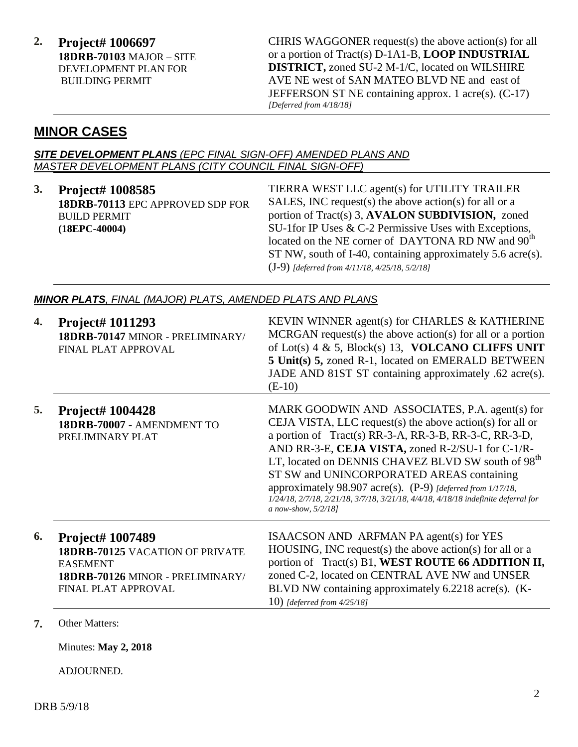**2.** **Project# 1006697**
**18DRB-70103** MAJOR – SITE DEVELOPMENT PLAN FOR BUILDING PERMIT

CHRIS WAGGONER request(s) the above action(s) for all or a portion of Tract(s) D-1A1-B, **LOOP INDUSTRIAL DISTRICT,** zoned SU-2 M-1/C, located on WILSHIRE AVE NE west of SAN MATEO BLVD NE and east of JEFFERSON ST NE containing approx. 1 acre(s). (C-17) *[Deferred from 4/18/18]*

## MINOR CASES

***SITE DEVELOPMENT PLANS*** *(EPC FINAL SIGN-OFF) AMENDED PLANS AND MASTER DEVELOPMENT PLANS (CITY COUNCIL FINAL SIGN-OFF)*

**3.** **Project# 1008585**
**18DRB-70113** EPC APPROVED SDP FOR BUILD PERMIT
**(18EPC-40004)**

TIERRA WEST LLC agent(s) for UTILITY TRAILER SALES, INC request(s) the above action(s) for all or a portion of Tract(s) 3, **AVALON SUBDIVISION,** zoned SU-1for IP Uses & C-2 Permissive Uses with Exceptions, located on the NE corner of DAYTONA RD NW and 90th ST NW, south of I-40, containing approximately 5.6 acre(s). (J-9) *[deferred from 4/11/18, 4/25/18, 5/2/18]*

***MINOR PLATS****, FINAL (MAJOR) PLATS, AMENDED PLATS AND PLANS*

**4.** **Project# 1011293**
**18DRB-70147** MINOR - PRELIMINARY/ FINAL PLAT APPROVAL

KEVIN WINNER agent(s) for CHARLES & KATHERINE MCRGAN request(s) the above action(s) for all or a portion of Lot(s) 4 & 5, Block(s) 13, **VOLCANO CLIFFS UNIT 5 Unit(s) 5,** zoned R-1, located on EMERALD BETWEEN JADE AND 81ST ST containing approximately .62 acre(s). (E-10)

**5.** **Project# 1004428**
**18DRB-70007** - AMENDMENT TO PRELIMINARY PLAT

MARK GOODWIN AND ASSOCIATES, P.A. agent(s) for CEJA VISTA, LLC request(s) the above action(s) for all or a portion of Tract(s) RR-3-A, RR-3-B, RR-3-C, RR-3-D, AND RR-3-E, **CEJA VISTA,** zoned R-2/SU-1 for C-1/R-LT, located on DENNIS CHAVEZ BLVD SW south of 98th ST SW and UNINCORPORATED AREAS containing approximately 98.907 acre(s). (P-9) *[deferred from 1/17/18, 1/24/18, 2/7/18, 2/21/18, 3/7/18, 3/21/18, 4/4/18, 4/18/18 indefinite deferral for a now-show, 5/2/18]*

**6.** **Project# 1007489**
**18DRB-70125** VACATION OF PRIVATE EASEMENT
**18DRB-70126** MINOR - PRELIMINARY/ FINAL PLAT APPROVAL

ISAACSON AND ARFMAN PA agent(s) for YES HOUSING, INC request(s) the above action(s) for all or a portion of Tract(s) B1, **WEST ROUTE 66 ADDITION II,** zoned C-2, located on CENTRAL AVE NW and UNSER BLVD NW containing approximately 6.2218 acre(s). (K-10) *[deferred from 4/25/18]*

**7.** Other Matters:

Minutes: **May 2, 2018**

ADJOURNED.

DRB 5/9/18